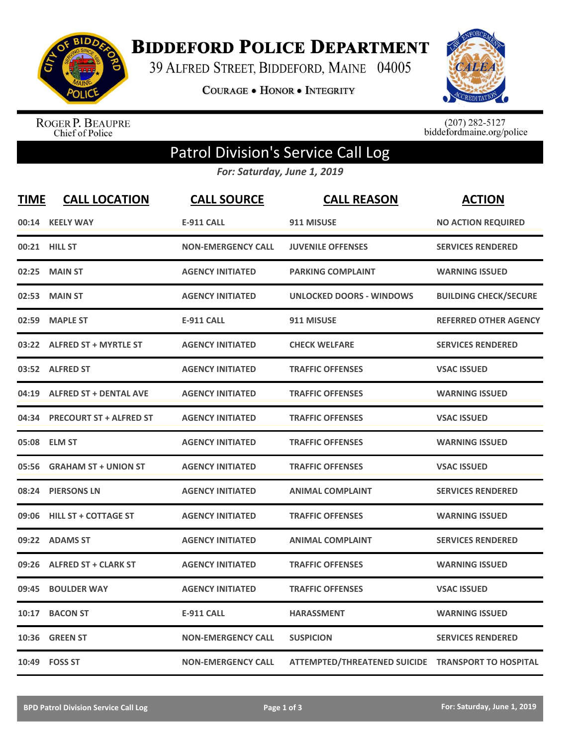# Biddeford Police Department

39 Alfred Street, Biddeford, Maine 04005

**Courage • Honor • Integrity**

Roger P. Beaupre
Chief of Police

(207) 282-5127
biddefordmaine.org/police

## Patrol Division's Service Call Log

*For: Saturday, June 1, 2019*

| TIME | CALL LOCATION | CALL SOURCE | CALL REASON | ACTION |
|---|---|---|---|---|
| 00:14 | KEELY WAY | E-911 CALL | 911 MISUSE | NO ACTION REQUIRED |
| 00:21 | HILL ST | NON-EMERGENCY CALL | JUVENILE OFFENSES | SERVICES RENDERED |
| 02:25 | MAIN ST | AGENCY INITIATED | PARKING COMPLAINT | WARNING ISSUED |
| 02:53 | MAIN ST | AGENCY INITIATED | UNLOCKED DOORS - WINDOWS | BUILDING CHECK/SECURE |
| 02:59 | MAPLE ST | E-911 CALL | 911 MISUSE | REFERRED OTHER AGENCY |
| 03:22 | ALFRED ST + MYRTLE ST | AGENCY INITIATED | CHECK WELFARE | SERVICES RENDERED |
| 03:52 | ALFRED ST | AGENCY INITIATED | TRAFFIC OFFENSES | VSAC ISSUED |
| 04:19 | ALFRED ST + DENTAL AVE | AGENCY INITIATED | TRAFFIC OFFENSES | WARNING ISSUED |
| 04:34 | PRECOURT ST + ALFRED ST | AGENCY INITIATED | TRAFFIC OFFENSES | VSAC ISSUED |
| 05:08 | ELM ST | AGENCY INITIATED | TRAFFIC OFFENSES | WARNING ISSUED |
| 05:56 | GRAHAM ST + UNION ST | AGENCY INITIATED | TRAFFIC OFFENSES | VSAC ISSUED |
| 08:24 | PIERSONS LN | AGENCY INITIATED | ANIMAL COMPLAINT | SERVICES RENDERED |
| 09:06 | HILL ST + COTTAGE ST | AGENCY INITIATED | TRAFFIC OFFENSES | WARNING ISSUED |
| 09:22 | ADAMS ST | AGENCY INITIATED | ANIMAL COMPLAINT | SERVICES RENDERED |
| 09:26 | ALFRED ST + CLARK ST | AGENCY INITIATED | TRAFFIC OFFENSES | WARNING ISSUED |
| 09:45 | BOULDER WAY | AGENCY INITIATED | TRAFFIC OFFENSES | VSAC ISSUED |
| 10:17 | BACON ST | E-911 CALL | HARASSMENT | WARNING ISSUED |
| 10:36 | GREEN ST | NON-EMERGENCY CALL | SUSPICION | SERVICES RENDERED |
| 10:49 | FOSS ST | NON-EMERGENCY CALL | ATTEMPTED/THREATENED SUICIDE | TRANSPORT TO HOSPITAL |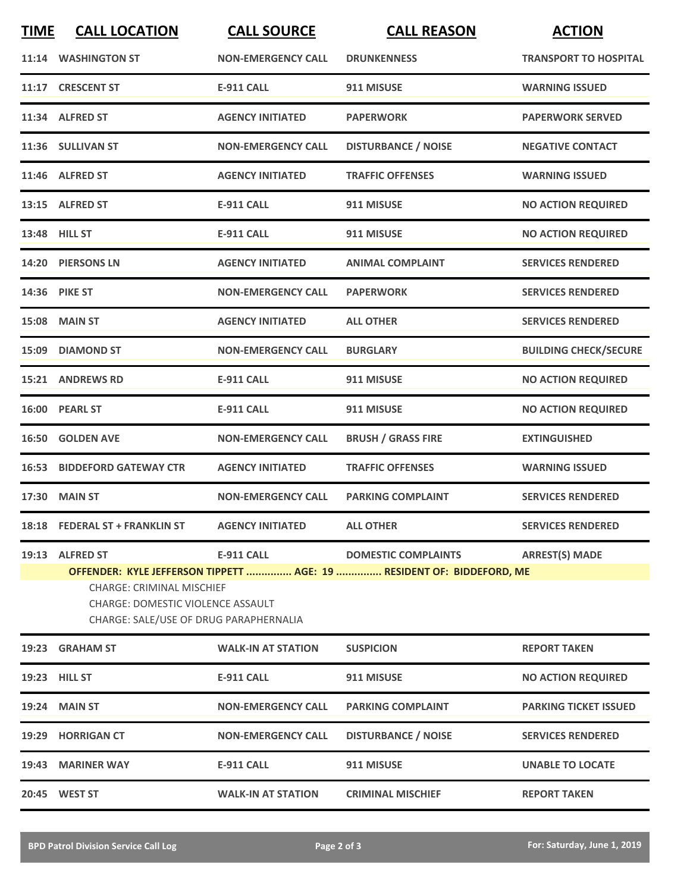| TIME | CALL LOCATION | CALL SOURCE | CALL REASON | ACTION |
|---|---|---|---|---|
| 11:14 | WASHINGTON ST | NON-EMERGENCY CALL | DRUNKENNESS | TRANSPORT TO HOSPITAL |
| 11:17 | CRESCENT ST | E-911 CALL | 911 MISUSE | WARNING ISSUED |
| 11:34 | ALFRED ST | AGENCY INITIATED | PAPERWORK | PAPERWORK SERVED |
| 11:36 | SULLIVAN ST | NON-EMERGENCY CALL | DISTURBANCE / NOISE | NEGATIVE CONTACT |
| 11:46 | ALFRED ST | AGENCY INITIATED | TRAFFIC OFFENSES | WARNING ISSUED |
| 13:15 | ALFRED ST | E-911 CALL | 911 MISUSE | NO ACTION REQUIRED |
| 13:48 | HILL ST | E-911 CALL | 911 MISUSE | NO ACTION REQUIRED |
| 14:20 | PIERSONS LN | AGENCY INITIATED | ANIMAL COMPLAINT | SERVICES RENDERED |
| 14:36 | PIKE ST | NON-EMERGENCY CALL | PAPERWORK | SERVICES RENDERED |
| 15:08 | MAIN ST | AGENCY INITIATED | ALL OTHER | SERVICES RENDERED |
| 15:09 | DIAMOND ST | NON-EMERGENCY CALL | BURGLARY | BUILDING CHECK/SECURE |
| 15:21 | ANDREWS RD | E-911 CALL | 911 MISUSE | NO ACTION REQUIRED |
| 16:00 | PEARL ST | E-911 CALL | 911 MISUSE | NO ACTION REQUIRED |
| 16:50 | GOLDEN AVE | NON-EMERGENCY CALL | BRUSH / GRASS FIRE | EXTINGUISHED |
| 16:53 | BIDDEFORD GATEWAY CTR | AGENCY INITIATED | TRAFFIC OFFENSES | WARNING ISSUED |
| 17:30 | MAIN ST | NON-EMERGENCY CALL | PARKING COMPLAINT | SERVICES RENDERED |
| 18:18 | FEDERAL ST + FRANKLIN ST | AGENCY INITIATED | ALL OTHER | SERVICES RENDERED |
| 19:13 | ALFRED ST | E-911 CALL | DOMESTIC COMPLAINTS | ARREST(S) MADE |

**OFFENDER: KYLE JEFFERSON TIPPETT ............... AGE: 19 ............... RESIDENT OF: BIDDEFORD, ME**

CHARGE: CRIMINAL MISCHIEF
CHARGE: DOMESTIC VIOLENCE ASSAULT
CHARGE: SALE/USE OF DRUG PARAPHERNALIA

| TIME | CALL LOCATION | CALL SOURCE | CALL REASON | ACTION |
|---|---|---|---|---|
| 19:23 | GRAHAM ST | WALK-IN AT STATION | SUSPICION | REPORT TAKEN |
| 19:23 | HILL ST | E-911 CALL | 911 MISUSE | NO ACTION REQUIRED |
| 19:24 | MAIN ST | NON-EMERGENCY CALL | PARKING COMPLAINT | PARKING TICKET ISSUED |
| 19:29 | HORRIGAN CT | NON-EMERGENCY CALL | DISTURBANCE / NOISE | SERVICES RENDERED |
| 19:43 | MARINER WAY | E-911 CALL | 911 MISUSE | UNABLE TO LOCATE |
| 20:45 | WEST ST | WALK-IN AT STATION | CRIMINAL MISCHIEF | REPORT TAKEN |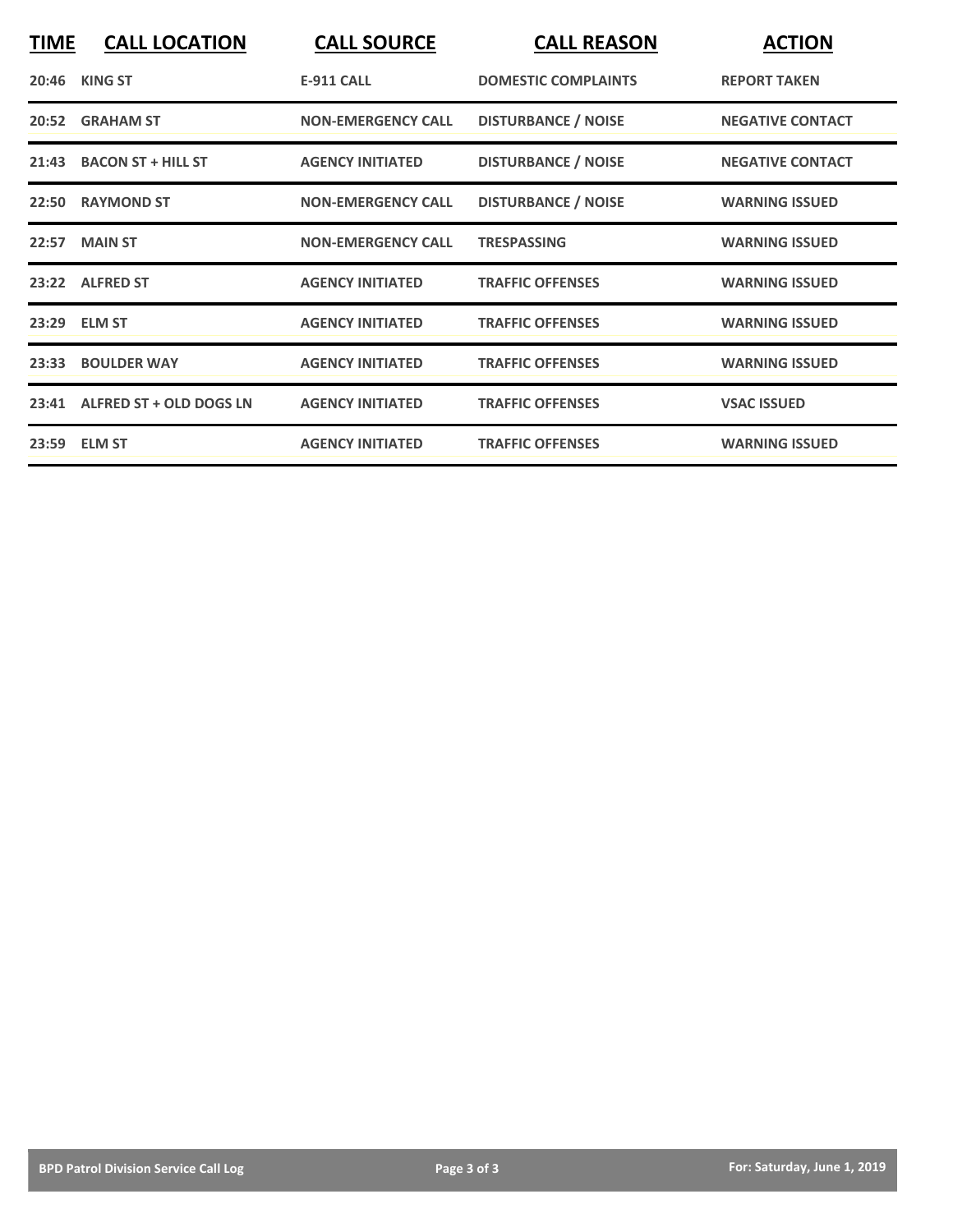| TIME | CALL LOCATION | CALL SOURCE | CALL REASON | ACTION |
| --- | --- | --- | --- | --- |
| 20:46 | KING ST | E-911 CALL | DOMESTIC COMPLAINTS | REPORT TAKEN |
| 20:52 | GRAHAM ST | NON-EMERGENCY CALL | DISTURBANCE / NOISE | NEGATIVE CONTACT |
| 21:43 | BACON ST + HILL ST | AGENCY INITIATED | DISTURBANCE / NOISE | NEGATIVE CONTACT |
| 22:50 | RAYMOND ST | NON-EMERGENCY CALL | DISTURBANCE / NOISE | WARNING ISSUED |
| 22:57 | MAIN ST | NON-EMERGENCY CALL | TRESPASSING | WARNING ISSUED |
| 23:22 | ALFRED ST | AGENCY INITIATED | TRAFFIC OFFENSES | WARNING ISSUED |
| 23:29 | ELM ST | AGENCY INITIATED | TRAFFIC OFFENSES | WARNING ISSUED |
| 23:33 | BOULDER WAY | AGENCY INITIATED | TRAFFIC OFFENSES | WARNING ISSUED |
| 23:41 | ALFRED ST + OLD DOGS LN | AGENCY INITIATED | TRAFFIC OFFENSES | VSAC ISSUED |
| 23:59 | ELM ST | AGENCY INITIATED | TRAFFIC OFFENSES | WARNING ISSUED |